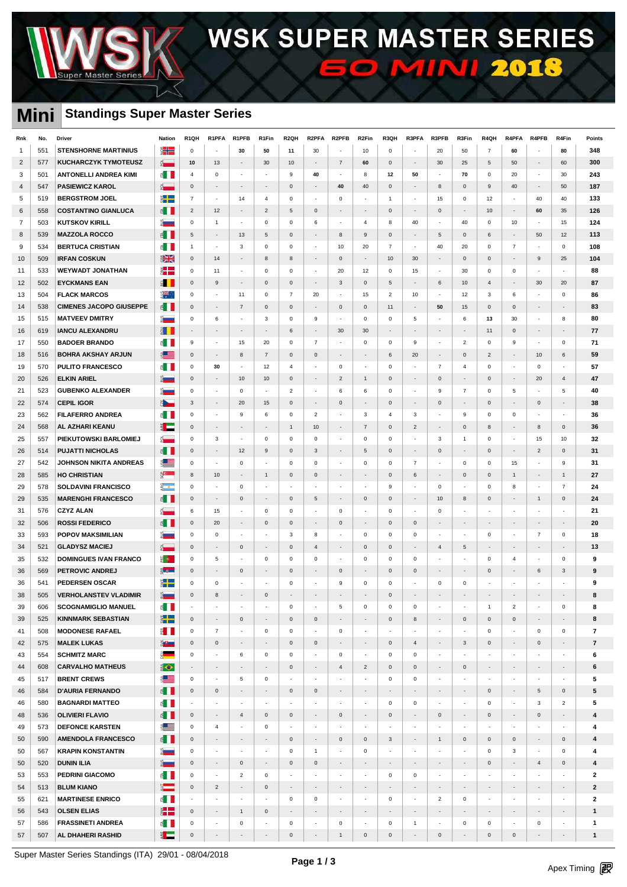# WSK SUPER MASTER SERIES 60 MINI 2018

## Mini Standings Super Master Series

| Rnk | No. | Driver | Nation | R1QH | R1PFA | R1PFB | R1Fin | R2QH | R2PFA | R2PFB | R2Fin | R3QH | R3PFA | R3PFB | R3Fin | R4QH | R4PFA | R4PFB | R4Fin | Points |
|---|---|---|---|---|---|---|---|---|---|---|---|---|---|---|---|---|---|---|---|---|
| 1 | 551 | STENSHORNE MARTINIUS | NOR | 0 | - | 30 | 50 | 11 | 30 | - | 10 | 0 | - | 20 | 50 | 7 | 60 | - | 80 | 348 |
| 2 | 577 | KUCHARCZYK TYMOTEUSZ | POL | 10 | 13 | - | 30 | 10 | - | 7 | 60 | 0 | - | 30 | 25 | 5 | 50 | - | 60 | 300 |
| 3 | 501 | ANTONELLI ANDREA KIMI | ITA | 4 | 0 | - | - | 9 | 40 | - | 8 | 12 | 50 | - | 70 | 0 | 20 | - | 30 | 243 |
| 4 | 547 | PASIEWICZ KAROL | POL | 0 | - | - | - | 0 | - | 40 | 40 | 0 | - | 8 | 0 | 9 | 40 | - | 50 | 187 |
| 5 | 519 | BERGSTROM JOEL | SWE | 7 | - | 14 | 4 | 0 | - | 0 | - | 1 | - | 15 | 0 | 12 | - | 40 | 40 | 133 |
| 6 | 558 | COSTANTINO GIANLUCA | ITA | 2 | 12 | - | 2 | 5 | 0 | - | - | 0 | - | 0 | - | 10 | - | 60 | 35 | 126 |
| 7 | 503 | KUTSKOV KIRILL | RUS | 0 | 1 | - | 0 | 0 | 6 | - | 4 | 8 | 40 | - | 40 | 0 | 10 | - | 15 | 124 |
| 8 | 539 | MAZZOLA ROCCO | ITA | 5 | - | 13 | 5 | 0 | - | 8 | 9 | 0 | - | 5 | 0 | 6 | - | 50 | 12 | 113 |
| 9 | 534 | BERTUCA CRISTIAN | ITA | 1 | - | 3 | 0 | 0 | - | 10 | 20 | 7 | - | 40 | 20 | 0 | 7 | - | 0 | 108 |
| 10 | 509 | IRFAN COSKUN | GBR | 0 | 14 | - | 8 | 8 | - | 0 | - | 10 | 30 | - | 0 | 0 | - | 9 | 25 | 104 |
| 11 | 533 | WEYWADT JONATHAN | DEN | 0 | 11 | - | 0 | 0 | - | 20 | 12 | 0 | 15 | - | 30 | 0 | 0 | - | - | 88 |
| 12 | 502 | EYCKMANS EAN | BEL | 0 | 9 | - | 0 | 0 | - | 3 | 0 | 5 | - | 6 | 10 | 4 | - | 30 | 20 | 87 |
| 13 | 504 | FLACK MARCOS | AUS | 0 | - | 11 | 0 | 7 | 20 | - | 15 | 2 | 10 | - | 12 | 3 | 6 | - | 0 | 86 |
| 14 | 538 | CIMENES JACOPO GIUSEPPE | ITA | 0 | - | 7 | 0 | 0 | - | 0 | 0 | 11 | - | 50 | 15 | 0 | 0 | - | - | 83 |
| 15 | 515 | MATVEEV DMITRY | RUS | 0 | 6 | - | 3 | 0 | 9 | - | 0 | 0 | 5 | - | 6 | 13 | 30 | - | 8 | 80 |
| 16 | 619 | IANCU ALEXANDRU | ROU | - | - | - | - | 6 | - | 30 | 30 | - | - | - | - | 11 | 0 | - | - | 77 |
| 17 | 550 | BADOER BRANDO | ITA | 9 | - | 15 | 20 | 0 | 7 | - | 0 | 0 | 9 | - | 2 | 0 | 9 | - | 0 | 71 |
| 18 | 516 | BOHRA AKSHAY ARJUN | USA | 0 | - | 8 | 7 | 0 | 0 | - | - | 6 | 20 | - | 0 | 2 | - | 10 | 6 | 59 |
| 19 | 570 | PULITO FRANCESCO | ITA | 0 | 30 | - | 12 | 4 | - | 0 | - | 0 | - | 7 | 4 | 0 | - | 0 | - | 57 |
| 20 | 526 | ELKIN ARIEL | RUS | 0 | - | 10 | 10 | 0 | - | 2 | 1 | 0 | - | 0 | - | 0 | - | 20 | 4 | 47 |
| 21 | 523 | GUBENKO ALEXANDER | RUS | 0 | - | 0 | - | 2 | - | 6 | 6 | 0 | - | 9 | 7 | 0 | 5 | - | 5 | 40 |
| 22 | 574 | CEPIL IGOR | CZE | 3 | - | 20 | 15 | 0 | - | 0 | - | 0 | - | 0 | - | 0 | - | 0 | - | 38 |
| 23 | 562 | FILAFERRO ANDREA | ITA | 0 | - | 9 | 6 | 0 | 2 | - | 3 | 4 | 3 | - | 9 | 0 | 0 | - | - | 36 |
| 24 | 568 | AL AZHARI KEANU | UAE | 0 | - | - | - | 1 | 10 | - | 7 | 0 | 2 | - | 0 | 8 | - | 8 | 0 | 36 |
| 25 | 557 | PIEKUTOWSKI BARLOMIEJ | POL | 0 | 3 | - | 0 | 0 | 0 | - | 0 | 0 | - | 3 | 1 | 0 | - | 15 | 10 | 32 |
| 26 | 514 | PUJATTI NICHOLAS | ITA | 0 | - | 12 | 9 | 0 | 3 | - | 5 | 0 | - | 0 | - | 0 | - | 2 | 0 | 31 |
| 27 | 542 | JOHNSON NIKITA ANDREAS | USA | 0 | - | 0 | - | 0 | 0 | - | 0 | 0 | 7 | - | 0 | 0 | 15 | - | 9 | 31 |
| 28 | 585 | HO CHRISTIAN | SGP | 8 | 10 | - | 1 | 0 | 0 | - | - | 0 | 6 | - | 0 | 0 | 1 | - | 1 | 27 |
| 29 | 578 | SOLDAVINI FRANCISCO | ARG | 0 | - | 0 | - | - | - | - | - | 9 | - | 0 | - | 0 | 8 | - | 7 | 24 |
| 29 | 535 | MARENGHI FRANCESCO | ITA | 0 | - | 0 | - | 0 | 5 | - | 0 | 0 | - | 10 | 8 | 0 | - | 1 | 0 | 24 |
| 31 | 576 | CZYZ ALAN | POL | 6 | 15 | - | 0 | 0 | - | 0 | - | 0 | - | 0 | - | - | - | - | - | 21 |
| 32 | 506 | ROSSI FEDERICO | ITA | 0 | 20 | - | 0 | 0 | - | 0 | - | 0 | 0 | - | - | - | - | - | - | 20 |
| 33 | 593 | POPOV MAKSIMILIAN | RUS | 0 | 0 | - | - | 3 | 8 | - | 0 | 0 | 0 | - | - | 0 | - | 7 | 0 | 18 |
| 34 | 521 | GLADYSZ MACIEJ | POL | 0 | - | 0 | - | 0 | 4 | - | 0 | 0 | - | 4 | 5 | - | - | - | - | 13 |
| 35 | 532 | DOMINGUES IVAN FRANCO | POR | 0 | 5 | - | 0 | 0 | 0 | - | 0 | 0 | 0 | - | - | 0 | 4 | - | 0 | 9 |
| 36 | 569 | PETROVIC ANDREJ | SRB | 0 | - | 0 | - | 0 | - | 0 | - | 0 | 0 | - | - | 0 | - | 6 | 3 | 9 |
| 36 | 541 | PEDERSEN OSCAR | SWE | 0 | 0 | - | - | 0 | - | 9 | 0 | 0 | - | 0 | 0 | - | - | - | - | 9 |
| 38 | 505 | VERHOLANSTEV VLADIMIR | RUS | 0 | 8 | - | 0 | - | - | - | - | 0 | - | - | - | - | - | - | - | 8 |
| 39 | 606 | SCOGNAMIGLIO MANUEL | ITA | - | - | - | - | 0 | - | 5 | 0 | 0 | 0 | - | - | 1 | 2 | - | 0 | 8 |
| 39 | 525 | KINNMARK SEBASTIAN | SWE | 0 | - | 0 | - | 0 | 0 | - | - | 0 | 8 | - | 0 | 0 | 0 | - | - | 8 |
| 41 | 508 | MODONESE RAFAEL | ITA | 0 | 7 | - | 0 | 0 | - | 0 | - | - | - | - | - | 0 | - | 0 | 0 | 7 |
| 42 | 575 | MALEK LUKAS | SVK | 0 | 0 | - | - | 0 | 0 | - | - | 0 | 4 | - | 3 | 0 | - | 0 | - | 7 |
| 43 | 554 | SCHMITZ MARC | GER | 0 | - | 6 | 0 | 0 | - | 0 | - | 0 | 0 | - | - | - | - | - | - | 6 |
| 44 | 608 | CARVALHO MATHEUS | BRA | - | - | - | - | 0 | - | 4 | 2 | 0 | 0 | - | 0 | - | - | - | - | 6 |
| 45 | 517 | BRENT CREWS | USA | 0 | - | 5 | 0 | - | - | - | - | 0 | 0 | - | - | - | - | - | - | 5 |
| 46 | 584 | D'AURIA FERNANDO | ITA | 0 | 0 | - | - | 0 | 0 | - | - | - | - | - | - | 0 | - | 5 | 0 | 5 |
| 46 | 580 | BAGNARDI MATTEO | ITA | - | - | - | - | - | - | - | - | 0 | 0 | - | - | 0 | - | 3 | 2 | 5 |
| 48 | 536 | OLIVIERI FLAVIO | ITA | 0 | - | 4 | 0 | 0 | - | 0 | - | 0 | - | 0 | - | 0 | - | 0 | - | 4 |
| 49 | 573 | DEFONCE KARSTEN | USA | 0 | 4 | - | 0 | - | - | - | - | - | - | - | - | - | - | - | - | 4 |
| 50 | 590 | AMENDOLA FRANCESCO | ITA | 0 | - | - | - | 0 | - | 0 | 0 | 3 | - | 1 | 0 | 0 | 0 | - | 0 | 4 |
| 50 | 567 | KRAPIN KONSTANTIN | RUS | 0 | - | - | - | 0 | 1 | - | 0 | - | - | - | - | 0 | 3 | - | 0 | 4 |
| 50 | 520 | DUNIN ILIA | RUS | 0 | - | 0 | - | 0 | 0 | - | - | - | - | - | - | 0 | - | 4 | 0 | 4 |
| 53 | 553 | PEDRINI GIACOMO | ITA | 0 | - | 2 | 0 | - | - | - | - | 0 | 0 | - | - | - | - | - | - | 2 |
| 54 | 513 | BLUM KIANO | AUT | 0 | 2 | - | 0 | - | - | - | - | - | - | - | - | - | - | - | - | 2 |
| 55 | 621 | MARTINESE ENRICO | ITA | - | - | - | - | 0 | 0 | - | - | 0 | - | 2 | 0 | - | - | - | - | 2 |
| 56 | 543 | OLSEN ELIAS | DEN | 0 | - | 1 | 0 | - | - | - | - | - | - | - | - | - | - | - | - | 1 |
| 57 | 586 | FRASSINETI ANDREA | ITA | 0 | - | 0 | - | 0 | - | 0 | - | 0 | 1 | - | 0 | 0 | - | 0 | - | 1 |
| 57 | 507 | AL DHAHERI RASHID | UAE | 0 | - | - | - | 0 | - | 1 | 0 | 0 | - | 0 | - | 0 | 0 | - | - | 1 |

Super Master Series Standings (ITA) 29/01 - 08/04/2018

Apex Timing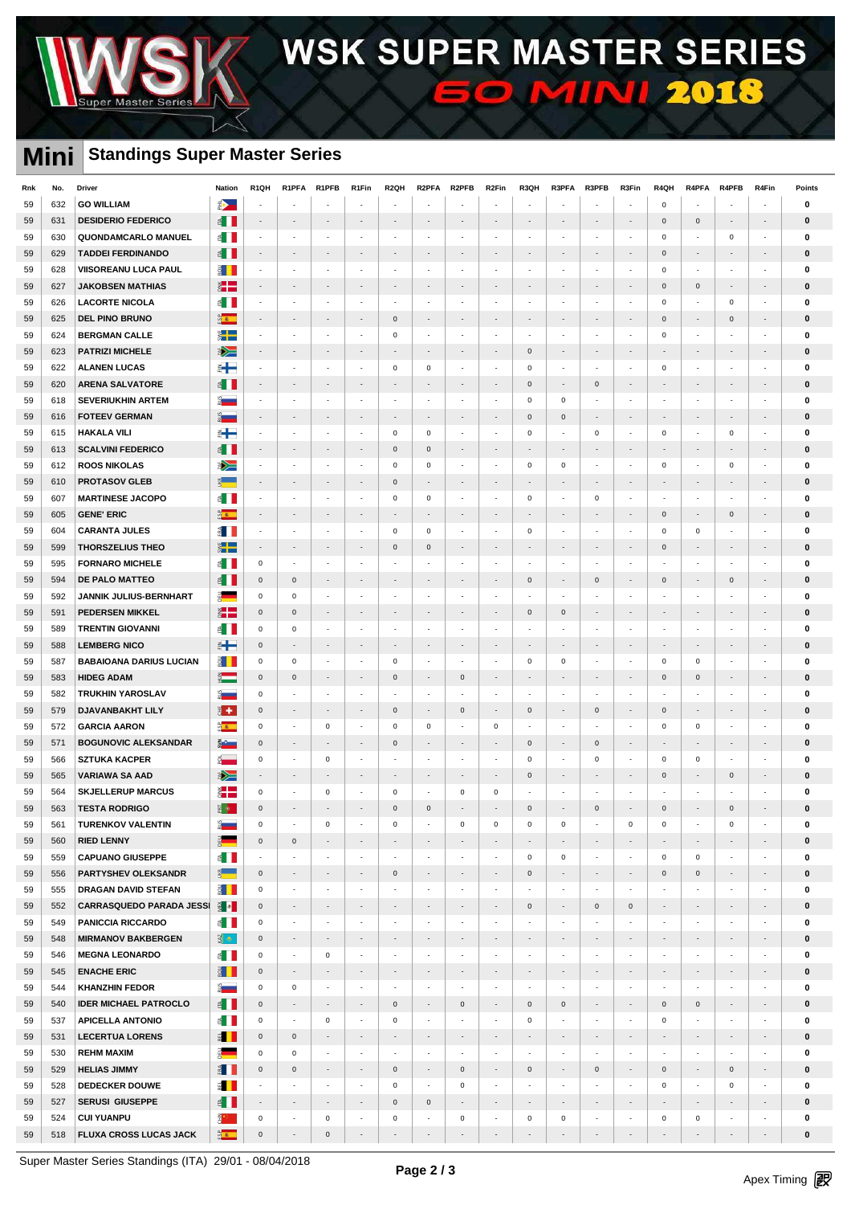# WSK SUPER MASTER SERIES 60 MINI 2018

## Mini Standings Super Master Series

| Rnk | No. | Driver | Nation | R1QH | R1PFA | R1PFB | R1Fin | R2QH | R2PFA | R2PFB | R2Fin | R3QH | R3PFA | R3PFB | R3Fin | R4QH | R4PFA | R4PFB | R4Fin | Points |
|---|---|---|---|---|---|---|---|---|---|---|---|---|---|---|---|---|---|---|---|---|
| 59 | 632 | GO WILLIAM | PHI | - | - | - | - | - | - | - | - | - | - | - | - | 0 | - | - | - | 0 |
| 59 | 631 | DESIDERIO FEDERICO | ITA | - | - | - | - | - | - | - | - | - | - | - | - | 0 | 0 | - | - | 0 |
| 59 | 630 | QUONDAMCARLO MANUEL | ITA | - | - | - | - | - | - | - | - | - | - | - | - | 0 | - | 0 | - | 0 |
| 59 | 629 | TADDEI FERDINANDO | ITA | - | - | - | - | - | - | - | - | - | - | - | - | 0 | - | - | - | 0 |
| 59 | 628 | VIISOREANU LUCA PAUL | ROU | - | - | - | - | - | - | - | - | - | - | - | - | 0 | - | - | - | 0 |
| 59 | 627 | JAKOBSEN MATHIAS | DNK | - | - | - | - | - | - | - | - | - | - | - | - | 0 | 0 | - | - | 0 |
| 59 | 626 | LACORTE NICOLA | ITA | - | - | - | - | - | - | - | - | - | - | - | - | 0 | - | 0 | - | 0 |
| 59 | 625 | DEL PINO BRUNO | ESP | - | - | - | - | 0 | - | - | - | - | - | - | - | 0 | - | 0 | - | 0 |
| 59 | 624 | BERGMAN CALLE | SWE | - | - | - | - | 0 | - | - | - | - | - | - | - | 0 | - | - | - | 0 |
| 59 | 623 | PATRIZI MICHELE | RSA | - | - | - | - | - | - | - | - | 0 | - | - | - | - | - | - | - | 0 |
| 59 | 622 | ALANEN LUCAS | FIN | - | - | - | - | 0 | 0 | - | - | 0 | - | - | - | 0 | - | - | - | 0 |
| 59 | 620 | ARENA SALVATORE | ITA | - | - | - | - | - | - | - | - | 0 | - | 0 | - | - | - | - | - | 0 |
| 59 | 618 | SEVERIUKHIN ARTEM | RUS | - | - | - | - | - | - | - | - | 0 | 0 | - | - | - | - | - | - | 0 |
| 59 | 616 | FOTEEV GERMAN | RUS | - | - | - | - | - | - | - | - | 0 | 0 | - | - | - | - | - | - | 0 |
| 59 | 615 | HAKALA VILI | FIN | - | - | - | - | 0 | 0 | - | - | 0 | - | 0 | - | 0 | - | 0 | - | 0 |
| 59 | 613 | SCALVINI FEDERICO | ITA | - | - | - | - | 0 | 0 | - | - | - | - | - | - | - | - | - | - | 0 |
| 59 | 612 | ROOS NIKOLAS | RSA | - | - | - | - | 0 | 0 | - | - | 0 | 0 | - | - | 0 | - | 0 | - | 0 |
| 59 | 610 | PROTASOV GLEB | UKR | - | - | - | - | 0 | - | - | - | - | - | - | - | - | - | - | - | 0 |
| 59 | 607 | MARTINESE JACOPO | ITA | - | - | - | - | 0 | 0 | - | - | 0 | - | 0 | - | - | - | - | - | 0 |
| 59 | 605 | GENE' ERIC | ESP | - | - | - | - | - | - | - | - | - | - | - | - | 0 | - | 0 | - | 0 |
| 59 | 604 | CARANTA JULES | FRA | - | - | - | - | 0 | 0 | - | - | 0 | - | - | - | 0 | 0 | - | - | 0 |
| 59 | 599 | THORSZELIUS THEO | SWE | - | - | - | - | 0 | 0 | - | - | - | - | - | - | 0 | - | - | - | 0 |
| 59 | 595 | FORNARO MICHELE | ITA | 0 | - | - | - | - | - | - | - | - | - | - | - | - | - | - | - | 0 |
| 59 | 594 | DE PALO MATTEO | ITA | 0 | 0 | - | - | - | - | - | - | 0 | - | 0 | - | 0 | - | 0 | - | 0 |
| 59 | 592 | JANNIK JULIUS-BERNHART | DEU | 0 | 0 | - | - | - | - | - | - | - | - | - | - | - | - | - | - | 0 |
| 59 | 591 | PEDERSEN MIKKEL | DNK | 0 | 0 | - | - | - | - | - | - | 0 | 0 | - | - | - | - | - | - | 0 |
| 59 | 589 | TRENTIN GIOVANNI | ITA | 0 | 0 | - | - | - | - | - | - | - | - | - | - | - | - | - | - | 0 |
| 59 | 588 | LEMBERG NICO | FIN | 0 | - | - | - | - | - | - | - | - | - | - | - | - | - | - | - | 0 |
| 59 | 587 | BABAIOANA DARIUS LUCIAN | ROU | 0 | 0 | - | - | 0 | - | - | - | 0 | 0 | - | - | 0 | 0 | - | - | 0 |
| 59 | 583 | HIDEG ADAM | HUN | 0 | 0 | - | - | 0 | - | 0 | - | - | - | - | - | 0 | 0 | - | - | 0 |
| 59 | 582 | TRUKHIN YAROSLAV | RUS | 0 | - | - | - | - | - | - | - | - | - | - | - | - | - | - | - | 0 |
| 59 | 579 | DJAVANBAKHT LILY | CHE | 0 | - | - | - | 0 | - | 0 | - | 0 | - | 0 | - | 0 | - | - | - | 0 |
| 59 | 572 | GARCIA AARON | ESP | 0 | - | 0 | - | 0 | 0 | - | 0 | - | - | - | - | 0 | 0 | - | - | 0 |
| 59 | 571 | BOGUNOVIC ALEKSANDAR | SRB | 0 | - | - | - | 0 | - | - | - | 0 | - | 0 | - | - | - | - | - | 0 |
| 59 | 566 | SZTUKA KACPER | POL | 0 | - | 0 | - | - | - | - | - | 0 | - | 0 | - | 0 | 0 | - | - | 0 |
| 59 | 565 | VARIAWA SA AAD | RSA | - | - | - | - | - | - | - | - | 0 | - | - | - | 0 | - | 0 | - | 0 |
| 59 | 564 | SKJELLERUP MARCUS | DNK | 0 | - | 0 | - | 0 | - | 0 | 0 | - | - | - | - | - | - | - | - | 0 |
| 59 | 563 | TESTA RODRIGO | PRT | 0 | - | - | - | 0 | 0 | - | - | 0 | - | 0 | - | 0 | - | 0 | - | 0 |
| 59 | 561 | TURENKOV VALENTIN | RUS | 0 | - | 0 | - | 0 | - | 0 | 0 | 0 | 0 | - | 0 | 0 | - | 0 | - | 0 |
| 59 | 560 | RIED LENNY | DEU | 0 | 0 | - | - | - | - | - | - | - | - | - | - | - | - | - | - | 0 |
| 59 | 559 | CAPUANO GIUSEPPE | ITA | - | - | - | - | - | - | - | - | 0 | 0 | - | - | 0 | 0 | - | - | 0 |
| 59 | 556 | PARTYSHEV OLEKSANDR | UKR | 0 | - | - | - | 0 | - | - | - | 0 | - | - | - | 0 | 0 | - | - | 0 |
| 59 | 555 | DRAGAN DAVID STEFAN | ROU | 0 | - | - | - | - | - | - | - | - | - | - | - | - | - | - | - | 0 |
| 59 | 552 | CARRASQUEDO PARADA JESSI | MEX | 0 | - | - | - | - | - | - | - | 0 | - | 0 | 0 | - | - | - | - | 0 |
| 59 | 549 | PANICCIA RICCARDO | ITA | 0 | - | - | - | - | - | - | - | - | - | - | - | - | - | - | - | 0 |
| 59 | 548 | MIRMANOV BAKBERGEN | KAZ | 0 | - | - | - | - | - | - | - | - | - | - | - | - | - | - | - | 0 |
| 59 | 546 | MEGNA LEONARDO | ITA | 0 | - | 0 | - | - | - | - | - | - | - | - | - | - | - | - | - | 0 |
| 59 | 545 | ENACHE ERIC | ROU | 0 | - | - | - | - | - | - | - | - | - | - | - | - | - | - | - | 0 |
| 59 | 544 | KHANZHIN FEDOR | RUS | 0 | 0 | - | - | - | - | - | - | - | - | - | - | - | - | - | - | 0 |
| 59 | 540 | IDER MICHAEL PATROCLO | ITA | 0 | - | - | - | 0 | - | 0 | - | 0 | 0 | - | - | 0 | 0 | - | - | 0 |
| 59 | 537 | APICELLA ANTONIO | ITA | 0 | - | 0 | - | 0 | - | - | - | 0 | - | - | - | 0 | - | - | - | 0 |
| 59 | 531 | LECERTUA LORENS | BEL | 0 | 0 | - | - | - | - | - | - | - | - | - | - | - | - | - | - | 0 |
| 59 | 530 | REHM MAXIM | DEU | 0 | 0 | - | - | - | - | - | - | - | - | - | - | - | - | - | - | 0 |
| 59 | 529 | HELIAS JIMMY | FRA | 0 | 0 | - | - | 0 | - | 0 | - | 0 | - | 0 | - | 0 | - | 0 | - | 0 |
| 59 | 528 | DEDECKER DOUWE | BEL | - | - | - | - | 0 | - | 0 | - | - | - | - | - | 0 | - | 0 | - | 0 |
| 59 | 527 | SERUSI GIUSEPPE | ITA | - | - | - | - | 0 | 0 | - | - | - | - | - | - | - | - | - | - | 0 |
| 59 | 524 | CUI YUANPU | CHN | 0 | - | 0 | - | 0 | - | 0 | - | 0 | 0 | - | - | 0 | 0 | - | - | 0 |
| 59 | 518 | FLUXA CROSS LUCAS JACK | ESP | 0 | - | 0 | - | - | - | - | - | - | - | - | - | - | - | - | - | 0 |

Super Master Series Standings (ITA) 29/01 - 08/04/2018

Apex Timing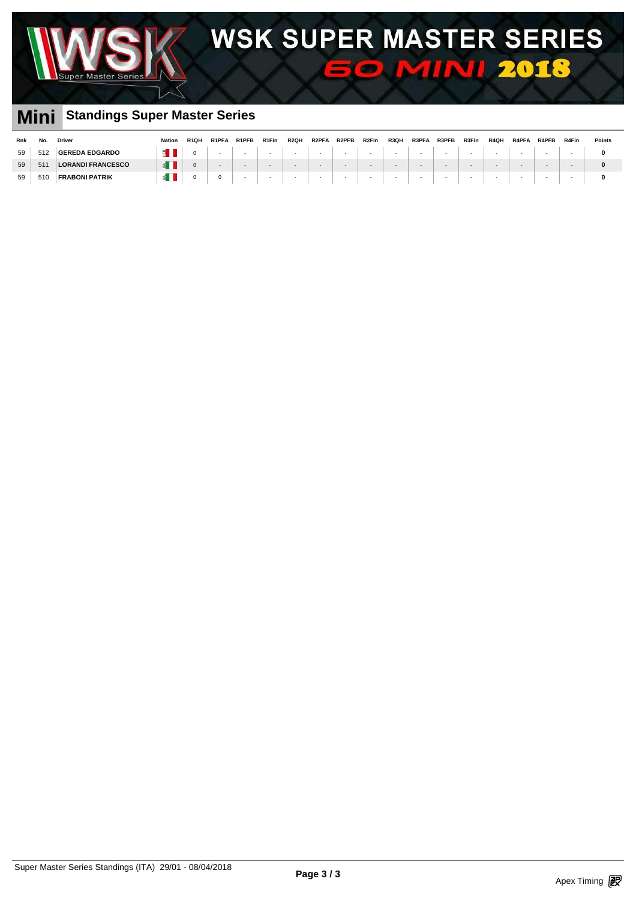# WSK SUPER MASTER SERIES
## 60 MINI 2018

## Mini Standings Super Master Series

| Rnk | No. | Driver | Nation | R1QH | R1PFA | R1PFB | R1Fin | R2QH | R2PFA | R2PFB | R2Fin | R3QH | R3PFA | R3PFB | R3Fin | R4QH | R4PFA | R4PFB | R4Fin | Points |
|---|---|---|---|---|---|---|---|---|---|---|---|---|---|---|---|---|---|---|---|---|
| 59 | 512 | GEREDA EDGARDO | PER | 0 | - | - | - | - | - | - | - | - | - | - | - | - | - | - | - | 0 |
| 59 | 511 | LORANDI FRANCESCO | ITA | 0 | - | - | - | - | - | - | - | - | - | - | - | - | - | - | - | 0 |
| 59 | 510 | FRABONI PATRIK | ITA | 0 | 0 | - | - | - | - | - | - | - | - | - | - | - | - | - | - | 0 |

Super Master Series Standings (ITA) 29/01 - 08/04/2018

Apex Timing